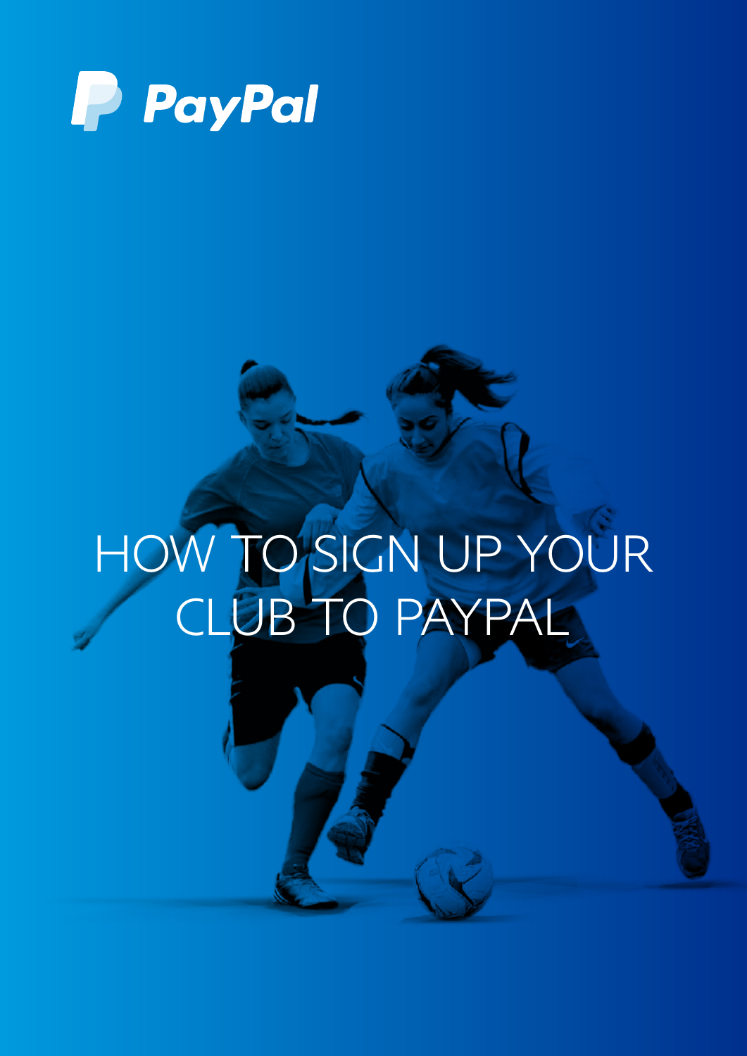PayPal

# HOW TO SIGN UP YOUR CLUB TO PAYPAL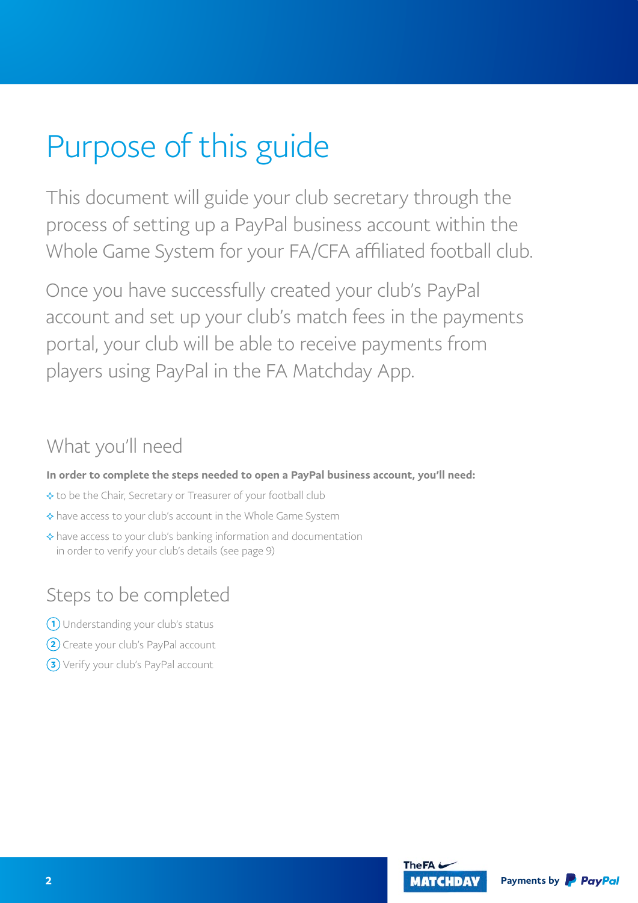# Purpose of this guide

This document will guide your club secretary through the process of setting up a PayPal business account within the Whole Game System for your FA/CFA affiliated football club.

Once you have successfully created your club's PayPal account and set up your club's match fees in the payments portal, your club will be able to receive payments from players using PayPal in the FA Matchday App.

## What you'll need

**In order to complete the steps needed to open a PayPal business account, you'll need:**

- to be the Chair, Secretary or Treasurer of your football club
- have access to your club's account in the Whole Game System
- have access to your club's banking information and documentation in order to verify your club's details (see page 9)

## Steps to be completed

1. Understanding your club's status
2. Create your club's PayPal account
3. Verify your club's PayPal account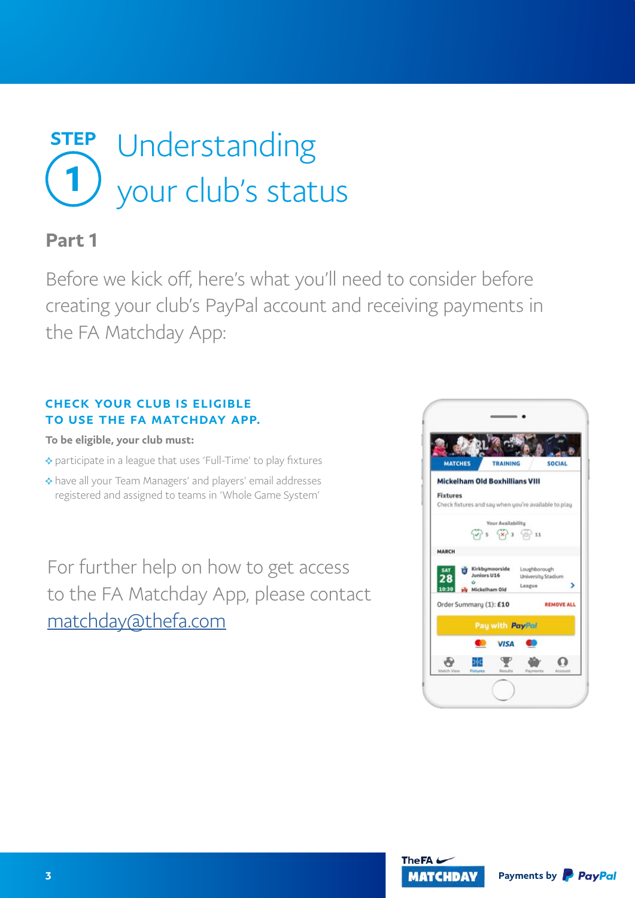# STEP 1 Understanding your club's status

## Part 1

Before we kick off, here's what you'll need to consider before creating your club's PayPal account and receiving payments in the FA Matchday App:

### CHECK YOUR CLUB IS ELIGIBLE TO USE THE FA MATCHDAY APP.

**To be eligible, your club must:**

- participate in a league that uses 'Full-Time' to play fixtures
- have all your Team Managers' and players' email addresses registered and assigned to teams in 'Whole Game System'

For further help on how to get access to the FA Matchday App, please contact [matchday@thefa.com](mailto:matchday@thefa.com)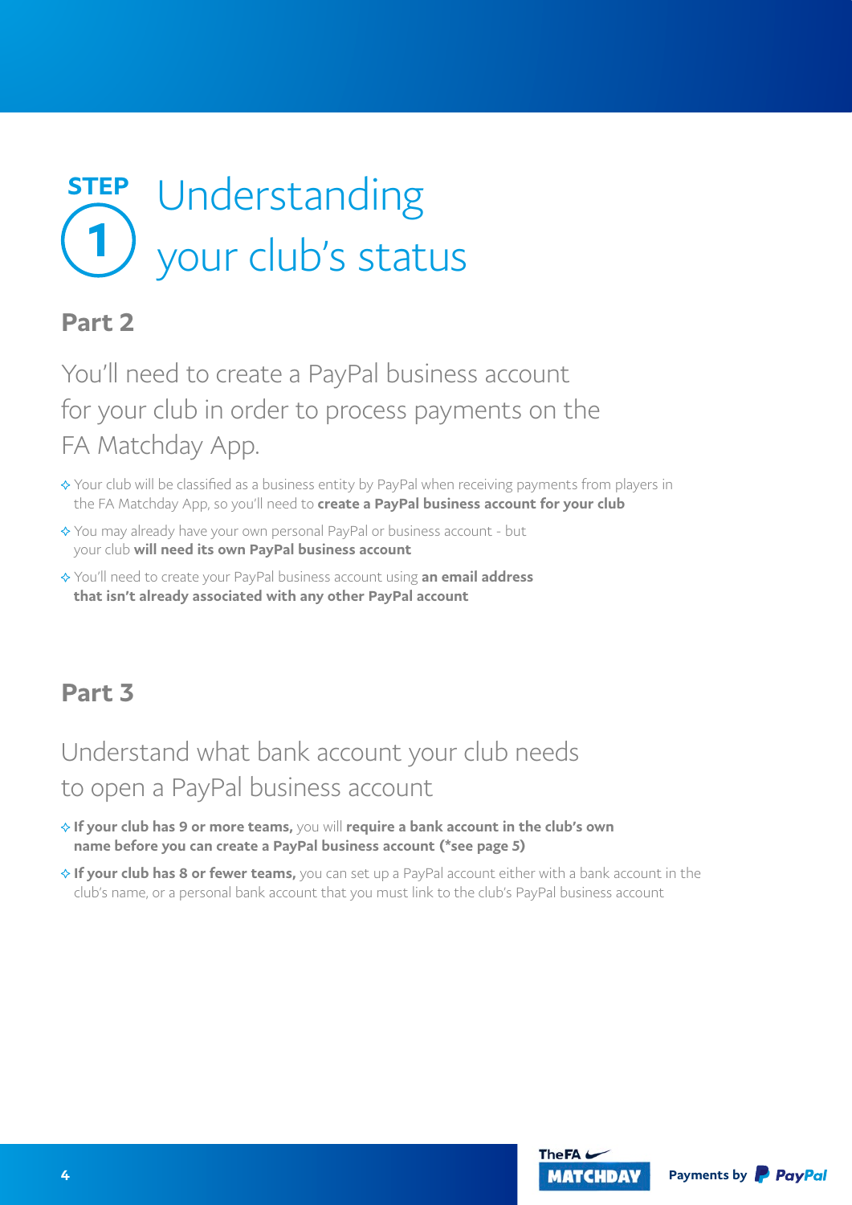# STEP 1 Understanding your club's status

## Part 2

You'll need to create a PayPal business account for your club in order to process payments on the FA Matchday App.

- Your club will be classified as a business entity by PayPal when receiving payments from players in the FA Matchday App, so you'll need to **create a PayPal business account for your club**
- You may already have your own personal PayPal or business account - but your club **will need its own PayPal business account**
- You'll need to create your PayPal business account using **an email address that isn't already associated with any other PayPal account**

## Part 3

Understand what bank account your club needs to open a PayPal business account

- **If your club has 9 or more teams,** you will **require a bank account in the club's own name before you can create a PayPal business account (*see page 5)**
- **If your club has 8 or fewer teams,** you can set up a PayPal account either with a bank account in the club's name, or a personal bank account that you must link to the club's PayPal business account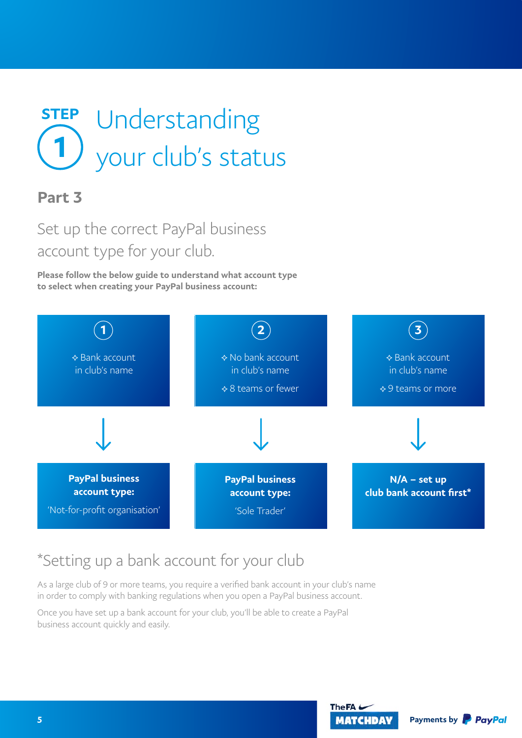# STEP 1 Understanding your club's status

## Part 3

Set up the correct PayPal business account type for your club.

**Please follow the below guide to understand what account type to select when creating your PayPal business account:**

| 1 | 2 | 3 |
|---|---|---|
| ✧ Bank account in club's name | ✧ No bank account in club's name<br>✧ 8 teams or fewer | ✧ Bank account in club's name<br>✧ 9 teams or more |
| ↓ | ↓ | ↓ |
| **PayPal business account type:**<br>'Not-for-profit organisation' | **PayPal business account type:**<br>'Sole Trader' | **N/A – set up club bank account first*** |

## *Setting up a bank account for your club

As a large club of 9 or more teams, you require a verified bank account in your club's name in order to comply with banking regulations when you open a PayPal business account.

Once you have set up a bank account for your club, you'll be able to create a PayPal business account quickly and easily.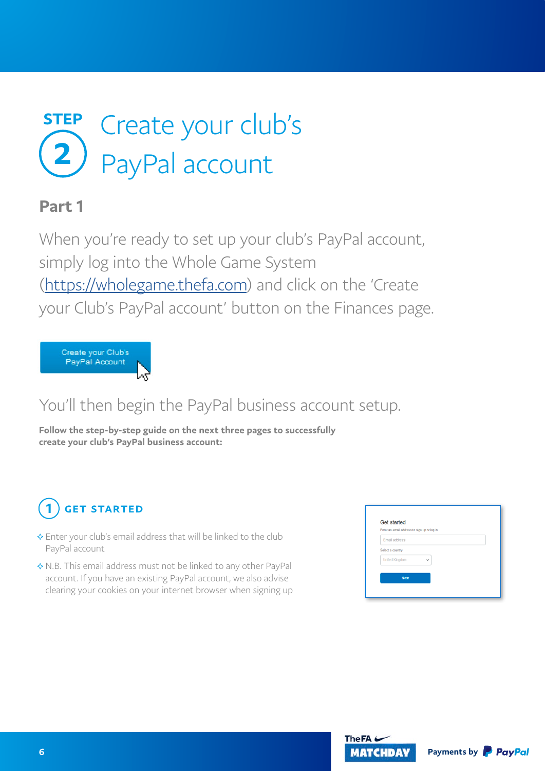# STEP 2 Create your club's PayPal account

## Part 1

When you're ready to set up your club's PayPal account, simply log into the Whole Game System (https://wholegame.thefa.com) and click on the 'Create your Club's PayPal account' button on the Finances page.

Create your Club's PayPal Account

You'll then begin the PayPal business account setup.

**Follow the step-by-step guide on the next three pages to successfully create your club's PayPal business account:**

### 1 GET STARTED

- Enter your club's email address that will be linked to the club PayPal account
- N.B. This email address must not be linked to any other PayPal account. If you have an existing PayPal account, we also advise clearing your cookies on your internet browser when signing up

Get started

Enter an email address to sign up or log in

Email address

Select a country

United Kingdom

Next

The FA MATCHDAY Payments by PayPal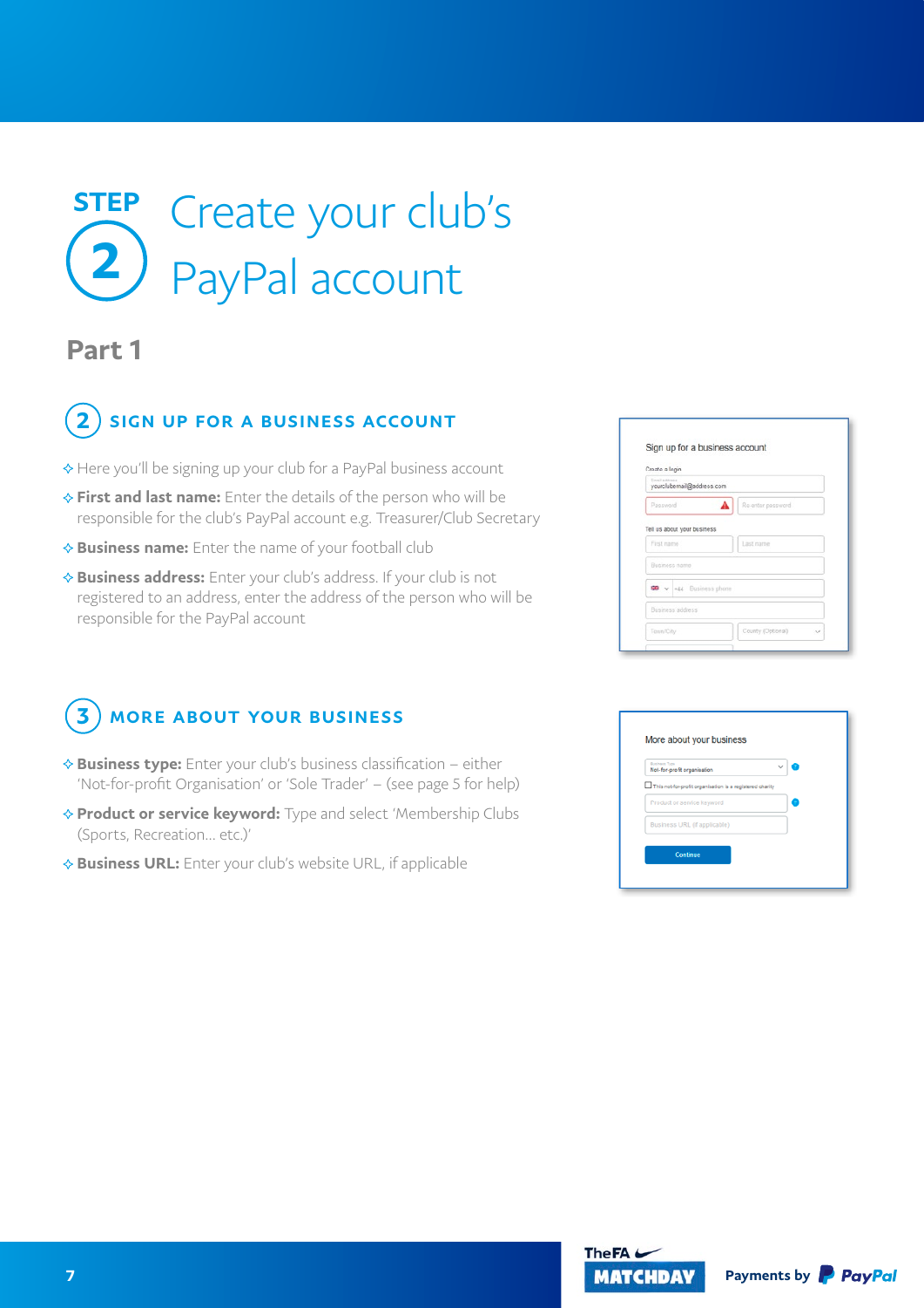# STEP 2 Create your club's PayPal account

## Part 1

### 2 SIGN UP FOR A BUSINESS ACCOUNT

- Here you'll be signing up your club for a PayPal business account
- **First and last name:** Enter the details of the person who will be responsible for the club's PayPal account e.g. Treasurer/Club Secretary
- **Business name:** Enter the name of your football club
- **Business address:** Enter your club's address. If your club is not registered to an address, enter the address of the person who will be responsible for the PayPal account

### 3 MORE ABOUT YOUR BUSINESS

- **Business type:** Enter your club's business classification – either 'Not-for-profit Organisation' or 'Sole Trader' – (see page 5 for help)
- **Product or service keyword:** Type and select 'Membership Clubs (Sports, Recreation... etc.)'
- **Business URL:** Enter your club's website URL, if applicable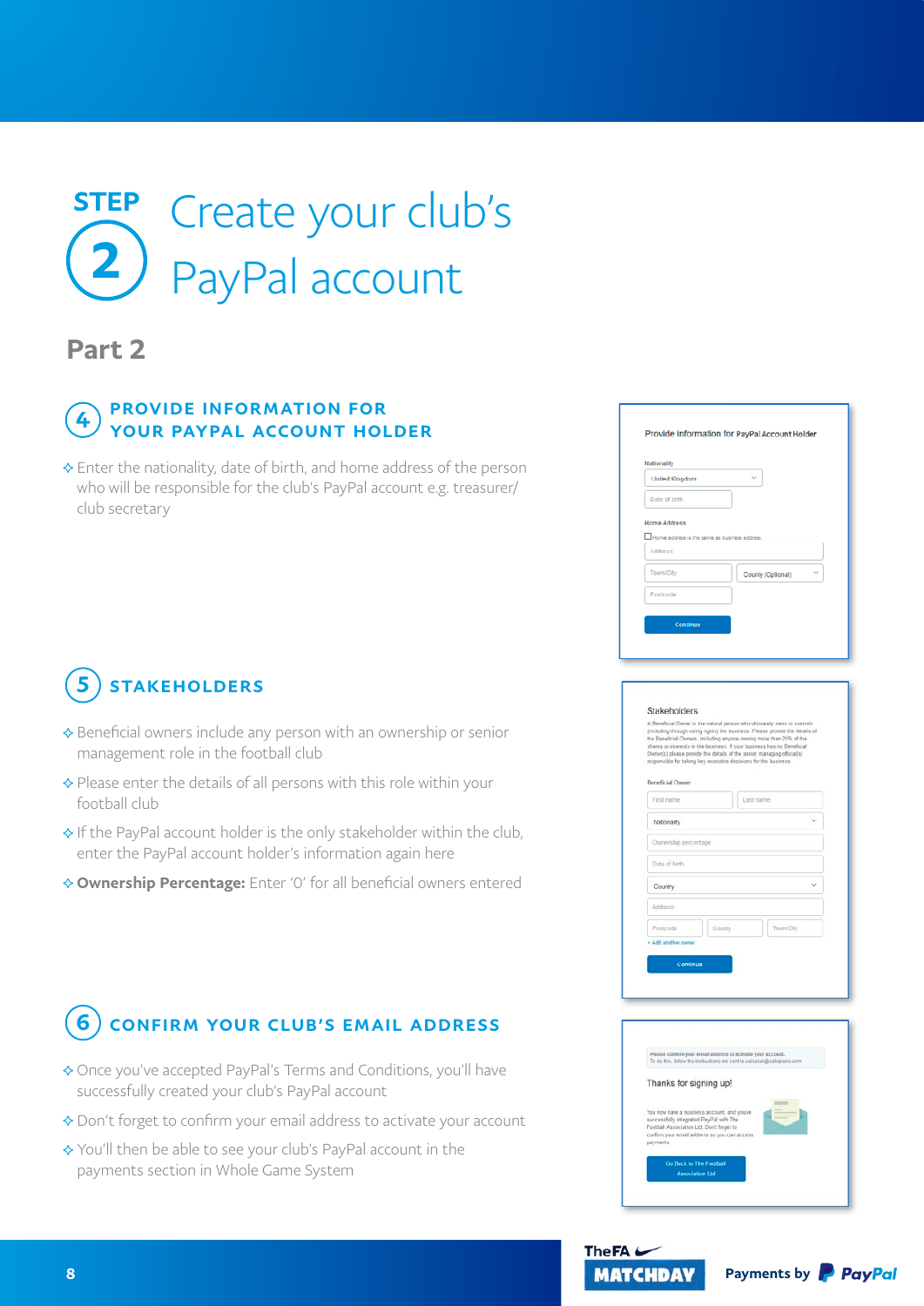# STEP 2 Create your club's PayPal account

## Part 2

### 4 PROVIDE INFORMATION FOR YOUR PAYPAL ACCOUNT HOLDER

- Enter the nationality, date of birth, and home address of the person who will be responsible for the club's PayPal account e.g. treasurer/ club secretary

### 5 STAKEHOLDERS

- Beneficial owners include any person with an ownership or senior management role in the football club
- Please enter the details of all persons with this role within your football club
- If the PayPal account holder is the only stakeholder within the club, enter the PayPal account holder's information again here
- **Ownership Percentage:** Enter '0' for all beneficial owners entered

### 6 CONFIRM YOUR CLUB'S EMAIL ADDRESS

- Once you've accepted PayPal's Terms and Conditions, you'll have successfully created your club's PayPal account
- Don't forget to confirm your email address to activate your account
- You'll then be able to see your club's PayPal account in the payments section in Whole Game System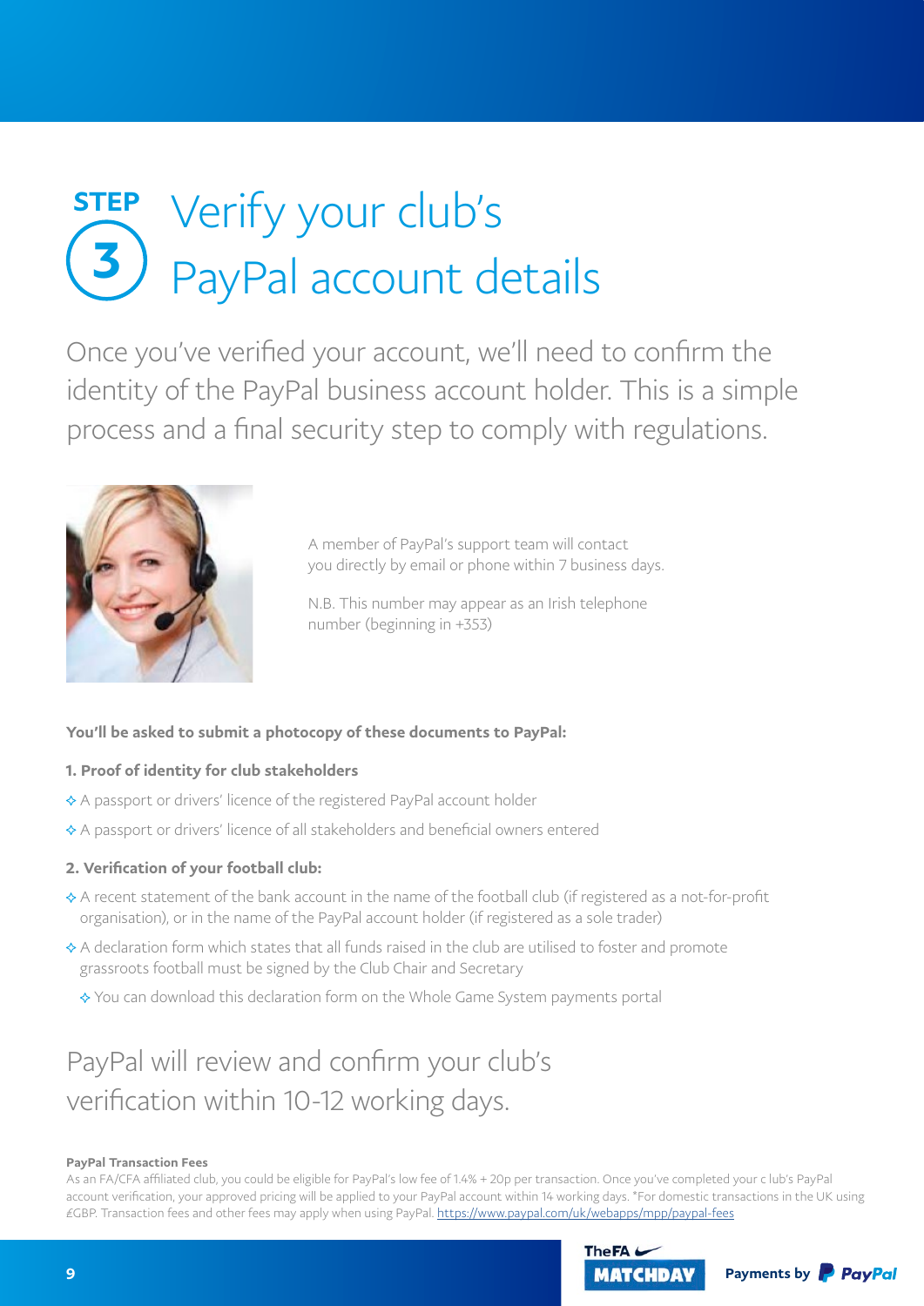# STEP 3 Verify your club's PayPal account details

Once you've verified your account, we'll need to confirm the identity of the PayPal business account holder. This is a simple process and a final security step to comply with regulations.

A member of PayPal's support team will contact you directly by email or phone within 7 business days.

N.B. This number may appear as an Irish telephone number (beginning in +353)

**You'll be asked to submit a photocopy of these documents to PayPal:**

**1. Proof of identity for club stakeholders**

- A passport or drivers' licence of the registered PayPal account holder
- A passport or drivers' licence of all stakeholders and beneficial owners entered

**2. Verification of your football club:**

- A recent statement of the bank account in the name of the football club (if registered as a not-for-profit organisation), or in the name of the PayPal account holder (if registered as a sole trader)
- A declaration form which states that all funds raised in the club are utilised to foster and promote grassroots football must be signed by the Club Chair and Secretary
  - You can download this declaration form on the Whole Game System payments portal

## PayPal will review and confirm your club's verification within 10-12 working days.

**PayPal Transaction Fees**

As an FA/CFA affiliated club, you could be eligible for PayPal's low fee of 1.4% + 20p per transaction. Once you've completed your c lub's PayPal account verification, your approved pricing will be applied to your PayPal account within 14 working days. *For domestic transactions in the UK using £GBP. Transaction fees and other fees may apply when using PayPal. https://www.paypal.com/uk/webapps/mpp/paypal-fees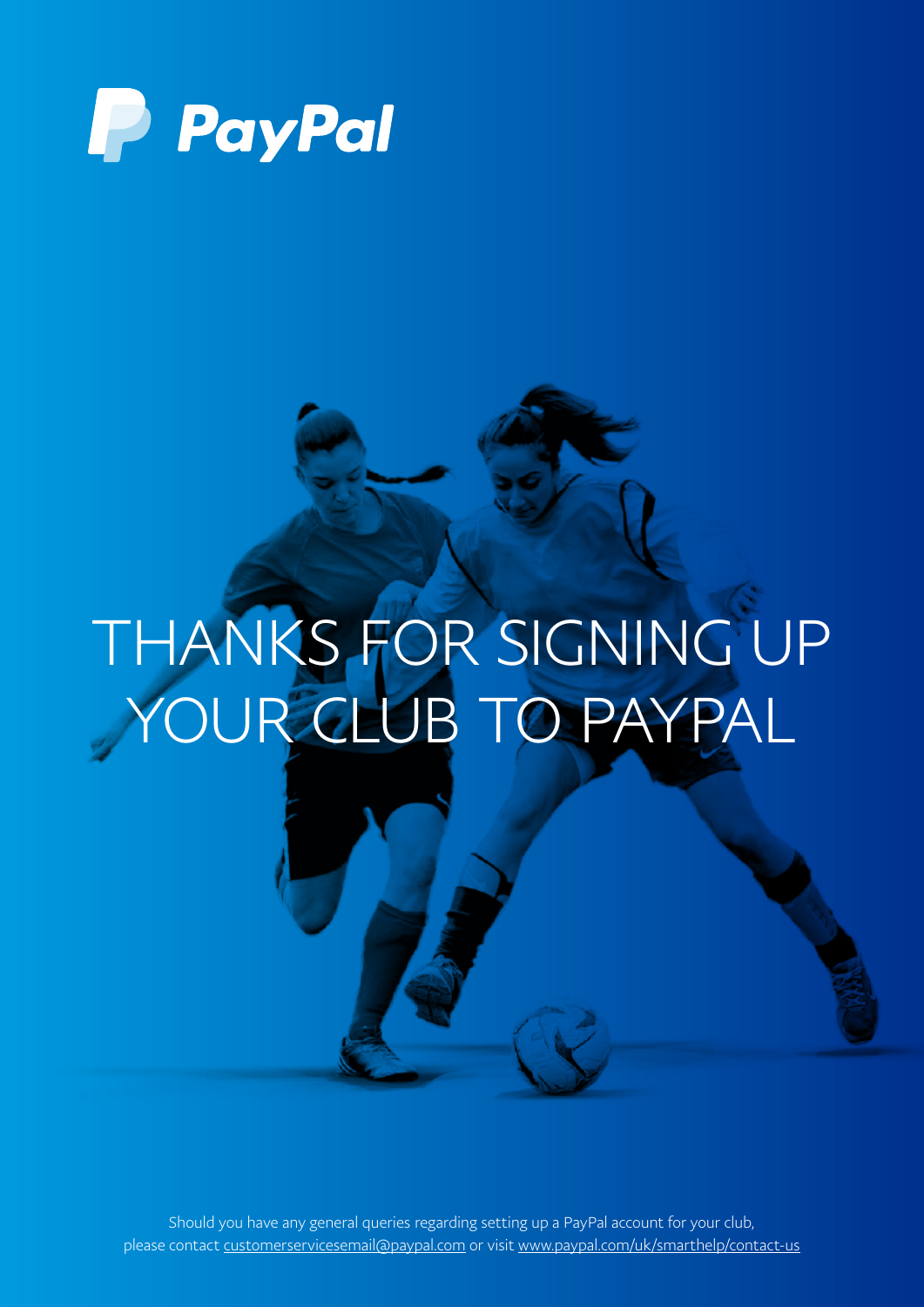PayPal

# THANKS FOR SIGNING UP YOUR CLUB TO PAYPAL

Should you have any general queries regarding setting up a PayPal account for your club, please contact customerservicesemail@paypal.com or visit www.paypal.com/uk/smarthelp/contact-us